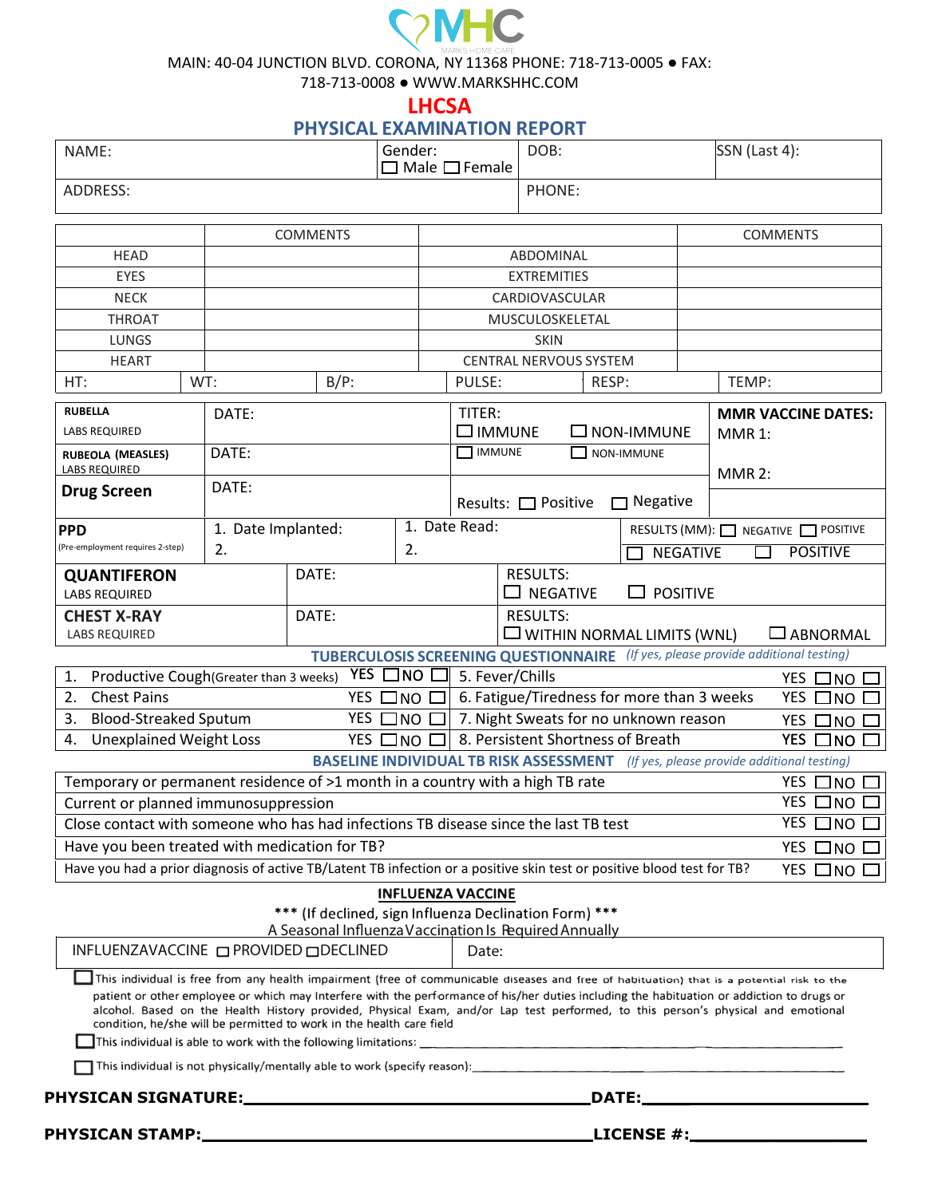MHC

MARKS HOME CARE

MAIN: 40-04 JUNCTION BLVD. CORONA, NY 11368 PHONE: 718-713-0005 ● FAX: 718-713-0008 ● WWW.MARKSHHC.COM

# LHCSA

## PHYSICAL EXAMINATION REPORT

| NAME: | Gender: ☐ Male ☐ Female | DOB: | SSN (Last 4): |
|---|---|---|---|
| ADDRESS: | | PHONE: | |

| | COMMENTS | | COMMENTS |
|---|---|---|---|
| HEAD | | ABDOMINAL | |
| EYES | | EXTREMITIES | |
| NECK | | CARDIOVASCULAR | |
| THROAT | | MUSCULOSKELETAL | |
| LUNGS | | SKIN | |
| HEART | | CENTRAL NERVOUS SYSTEM | |

| HT: | WT: | B/P: | PULSE: | RESP: | TEMP: |
|---|---|---|---|---|---|

| | | | |
|---|---|---|---|
| **RUBELLA** LABS REQUIRED | DATE: | TITER: ☐ IMMUNE ☐ NON-IMMUNE | **MMR VACCINE DATES:** MMR 1: |
| **RUBEOLA (MEASLES)** LABS REQUIRED | DATE: | ☐ IMMUNE ☐ NON-IMMUNE | MMR 2: |
| **Drug Screen** | DATE: | Results: ☐ Positive ☐ Negative | |

| | | | |
|---|---|---|---|
| **PPD** (Pre-employment requires 2-step) | 1. Date Implanted: | 1. Date Read: | RESULTS (MM): ☐ NEGATIVE ☐ POSITIVE |
| | 2. | 2. | ☐ NEGATIVE ☐ POSITIVE |

| | | |
|---|---|---|
| **QUANTIFERON** LABS REQUIRED | DATE: | RESULTS: ☐ NEGATIVE ☐ POSITIVE |
| **CHEST X-RAY** LABS REQUIRED | DATE: | RESULTS: ☐ WITHIN NORMAL LIMITS (WNL) ☐ ABNORMAL |

### TUBERCULOSIS SCREENING QUESTIONNAIRE *(If yes, please provide additional testing)*

| | | | |
|---|---|---|---|
| 1. Productive Cough (Greater than 3 weeks) | YES ☐ NO ☐ | 5. Fever/Chills | YES ☐ NO ☐ |
| 2. Chest Pains | YES ☐ NO ☐ | 6. Fatigue/Tiredness for more than 3 weeks | YES ☐ NO ☐ |
| 3. Blood-Streaked Sputum | YES ☐ NO ☐ | 7. Night Sweats for no unknown reason | YES ☐ NO ☐ |
| 4. Unexplained Weight Loss | YES ☐ NO ☐ | 8. Persistent Shortness of Breath | YES ☐ NO ☐ |

### BASELINE INDIVIDUAL TB RISK ASSESSMENT *(If yes, please provide additional testing)*

| | |
|---|---|
| Temporary or permanent residence of >1 month in a country with a high TB rate | YES ☐ NO ☐ |
| Current or planned immunosuppression | YES ☐ NO ☐ |
| Close contact with someone who has had infections TB disease since the last TB test | YES ☐ NO ☐ |
| Have you been treated with medication for TB? | YES ☐ NO ☐ |
| Have you had a prior diagnosis of active TB/Latent TB infection or a positive skin test or positive blood test for TB? | YES ☐ NO ☐ |

### INFLUENZA VACCINE

*** (If declined, sign Influenza Declination Form) ***

A Seasonal Influenza Vaccination Is Required Annually

| | |
|---|---|
| INFLUENZAVACCINE ☐ PROVIDED ☐ DECLINED | Date: |

☐ This individual is free from any health impairment (free of communicable diseases and free of habituation) that is a potential risk to the patient or other employee or which may Interfere with the performance of his/her duties including the habituation or addiction to drugs or alcohol. Based on the Health History provided, Physical Exam, and/or Lap test performed, to this person's physical and emotional condition, he/she will be permitted to work in the health care field

☐ This individual is able to work with the following limitations: ______________________________

☐ This individual is not physically/mentally able to work (specify reason): ______________________________

**PHYSICAN SIGNATURE:** ______________________________ **DATE:** ____________________

**PHYSICAN STAMP:** ______________________________ **LICENSE #:** ____________________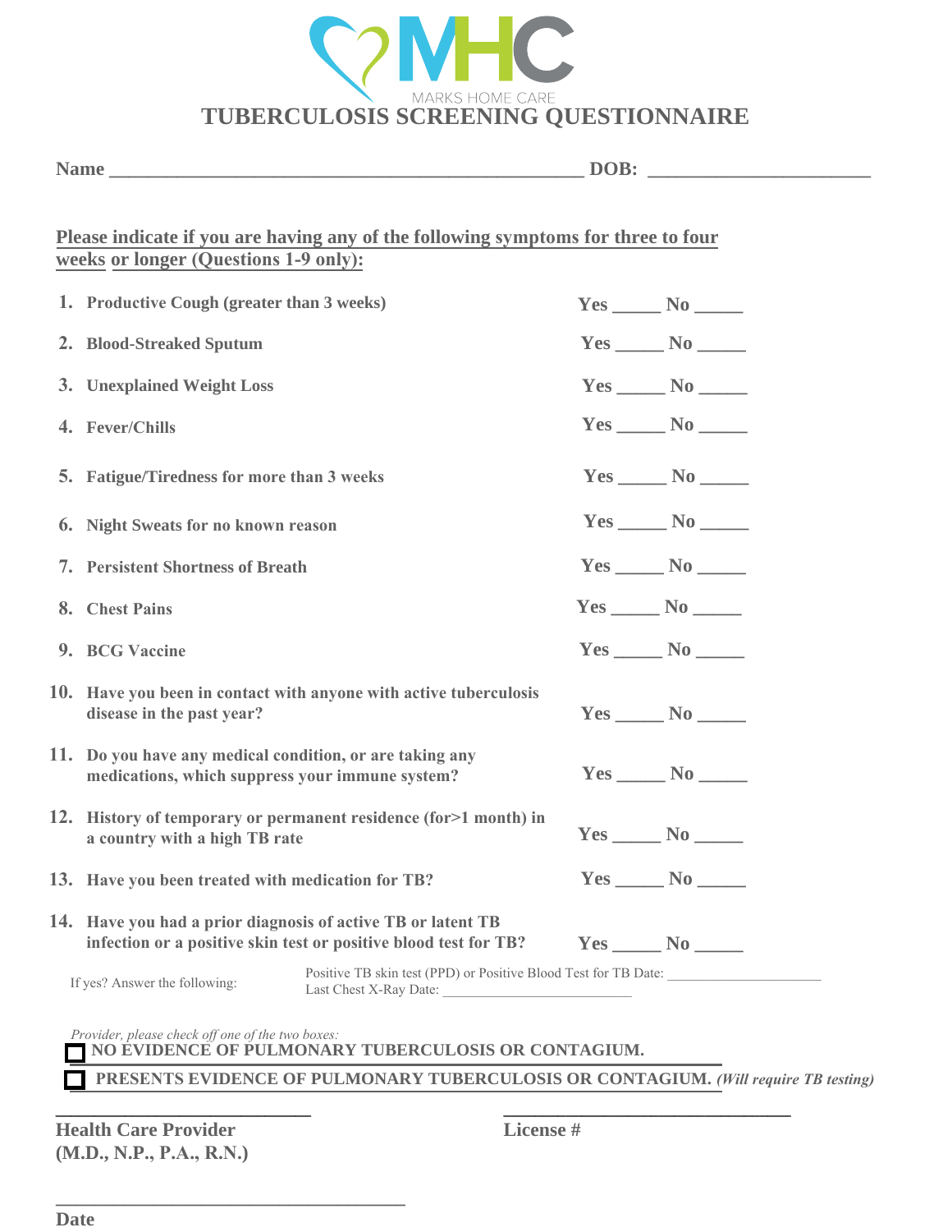MARKS HOME CARE

# TUBERCULOSIS SCREENING QUESTIONNAIRE

**Name** ______________________________________________ **DOB:** ______________________

**Please indicate if you are having any of the following symptoms for three to four weeks or longer (Questions 1-9 only):**

1. **Productive Cough (greater than 3 weeks)** — **Yes** _____ **No** _____
2. **Blood-Streaked Sputum** — **Yes** _____ **No** _____
3. **Unexplained Weight Loss** — **Yes** _____ **No** _____
4. **Fever/Chills** — **Yes** _____ **No** _____
5. **Fatigue/Tiredness for more than 3 weeks** — **Yes** _____ **No** _____
6. **Night Sweats for no known reason** — **Yes** _____ **No** _____
7. **Persistent Shortness of Breath** — **Yes** _____ **No** _____
8. **Chest Pains** — **Yes** _____ **No** _____
9. **BCG Vaccine** — **Yes** _____ **No** _____
10. **Have you been in contact with anyone with active tuberculosis disease in the past year?** — **Yes** _____ **No** _____
11. **Do you have any medical condition, or are taking any medications, which suppress your immune system?** — **Yes** _____ **No** _____
12. **History of temporary or permanent residence (for>1 month) in a country with a high TB rate** — **Yes** _____ **No** _____
13. **Have you been treated with medication for TB?** — **Yes** _____ **No** _____
14. **Have you had a prior diagnosis of active TB or latent TB infection or a positive skin test or positive blood test for TB?** — **Yes** _____ **No** _____

If yes? Answer the following:
Positive TB skin test (PPD) or Positive Blood Test for TB Date: ____________________
Last Chest X-Ray Date: ________________________

*Provider, please check off one of the two boxes:*

☐ **NO EVIDENCE OF PULMONARY TUBERCULOSIS OR CONTAGIUM.**

☐ **PRESENTS EVIDENCE OF PULMONARY TUBERCULOSIS OR CONTAGIUM.** ***(Will require TB testing)***

____________________________ ____________________________

**Health Care Provider** **License #**
**(M.D., N.P., P.A., R.N.)**

____________________________

**Date**